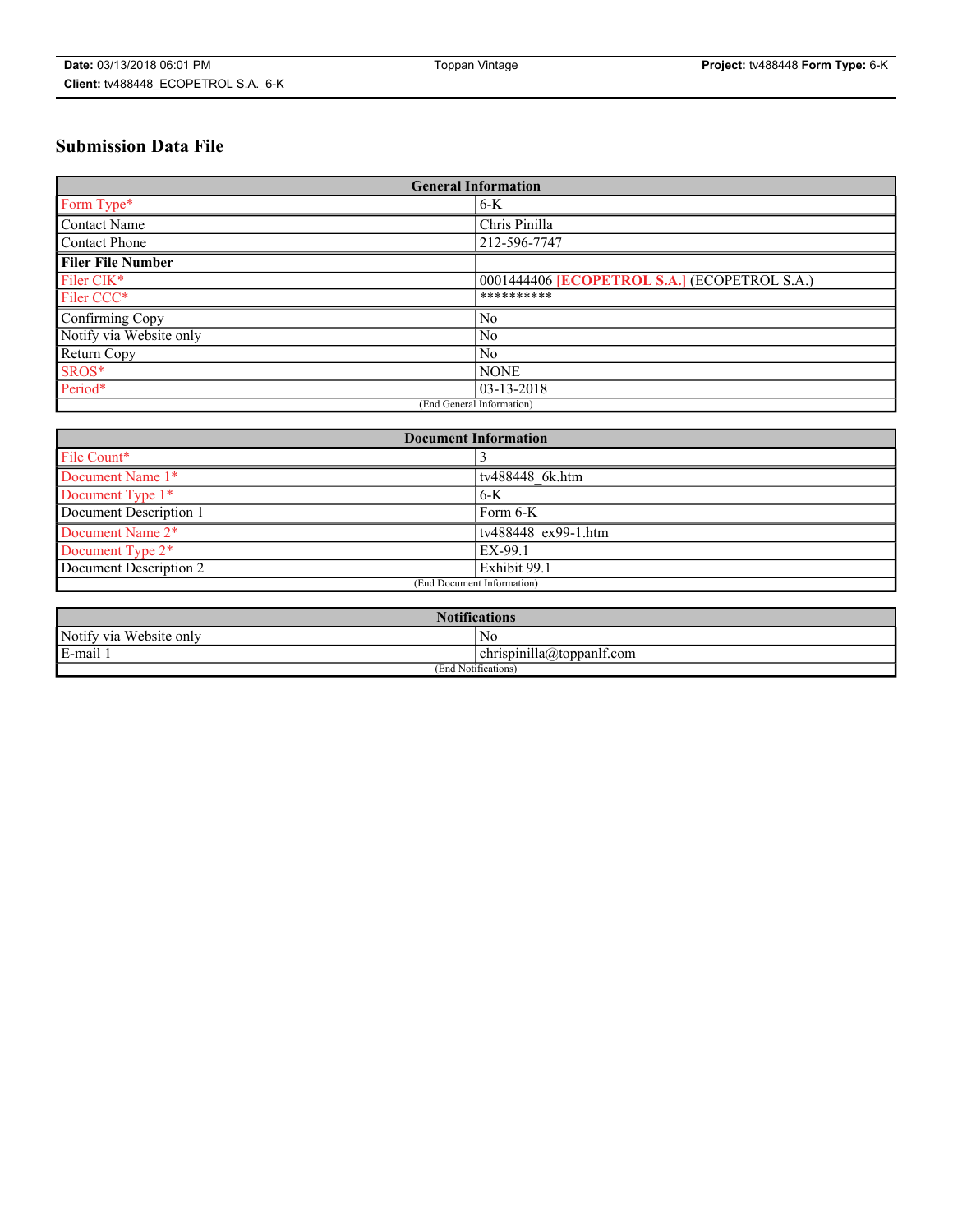# Submission Data File

| General Information | |
|---|---|
| Form Type* | 6-K |
| Contact Name | Chris Pinilla |
| Contact Phone | 212-596-7747 |
| **Filer File Number** | |
| Filer CIK* | 0001444406 **[ECOPETROL S.A.]** (ECOPETROL S.A.) |
| Filer CCC* | ********** |
| Confirming Copy | No |
| Notify via Website only | No |
| Return Copy | No |
| SROS* | NONE |
| Period* | 03-13-2018 |
| (End General Information) | |

| Document Information | |
|---|---|
| File Count* | 3 |
| Document Name 1* | tv488448_6k.htm |
| Document Type 1* | 6-K |
| Document Description 1 | Form 6-K |
| Document Name 2* | tv488448_ex99-1.htm |
| Document Type 2* | EX-99.1 |
| Document Description 2 | Exhibit 99.1 |
| (End Document Information) | |

| Notifications | |
|---|---|
| Notify via Website only | No |
| E-mail 1 | chrispinilla@toppanlf.com |
| (End Notifications) | |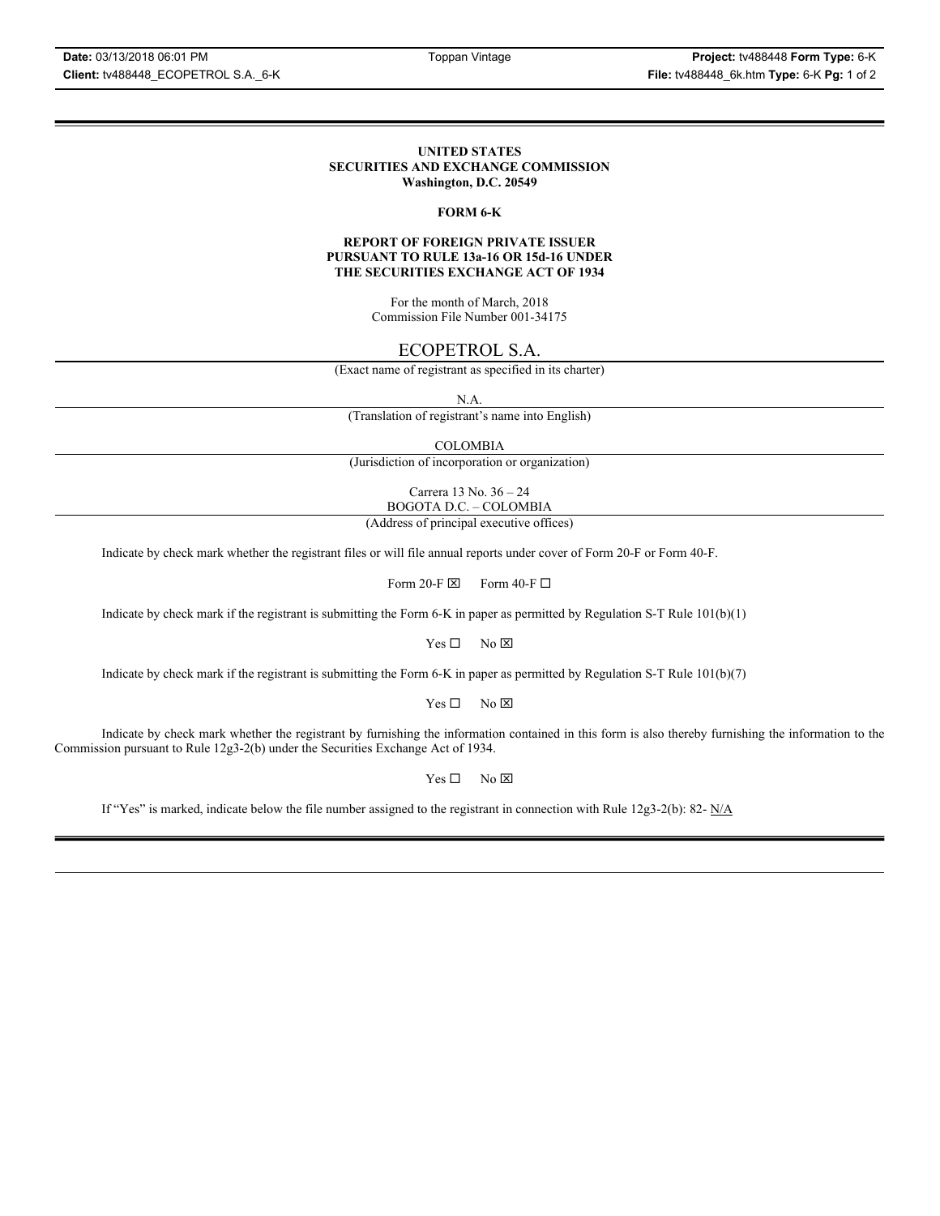**UNITED STATES**
**SECURITIES AND EXCHANGE COMMISSION**
**Washington, D.C. 20549**

**FORM 6-K**

**REPORT OF FOREIGN PRIVATE ISSUER**
**PURSUANT TO RULE 13a-16 OR 15d-16 UNDER**
**THE SECURITIES EXCHANGE ACT OF 1934**

For the month of March, 2018
Commission File Number 001-34175

ECOPETROL S.A.

(Exact name of registrant as specified in its charter)

N.A.

(Translation of registrant's name into English)

COLOMBIA

(Jurisdiction of incorporation or organization)

Carrera 13 No. 36 – 24
BOGOTA D.C. – COLOMBIA

(Address of principal executive offices)

Indicate by check mark whether the registrant files or will file annual reports under cover of Form 20-F or Form 40-F.

Form 20-F ☒ Form 40-F ☐

Indicate by check mark if the registrant is submitting the Form 6-K in paper as permitted by Regulation S-T Rule 101(b)(1)

Yes ☐ No ☒

Indicate by check mark if the registrant is submitting the Form 6-K in paper as permitted by Regulation S-T Rule 101(b)(7)

Yes ☐ No ☒

Indicate by check mark whether the registrant by furnishing the information contained in this form is also thereby furnishing the information to the Commission pursuant to Rule 12g3-2(b) under the Securities Exchange Act of 1934.

Yes ☐ No ☒

If "Yes" is marked, indicate below the file number assigned to the registrant in connection with Rule 12g3-2(b): 82- N/A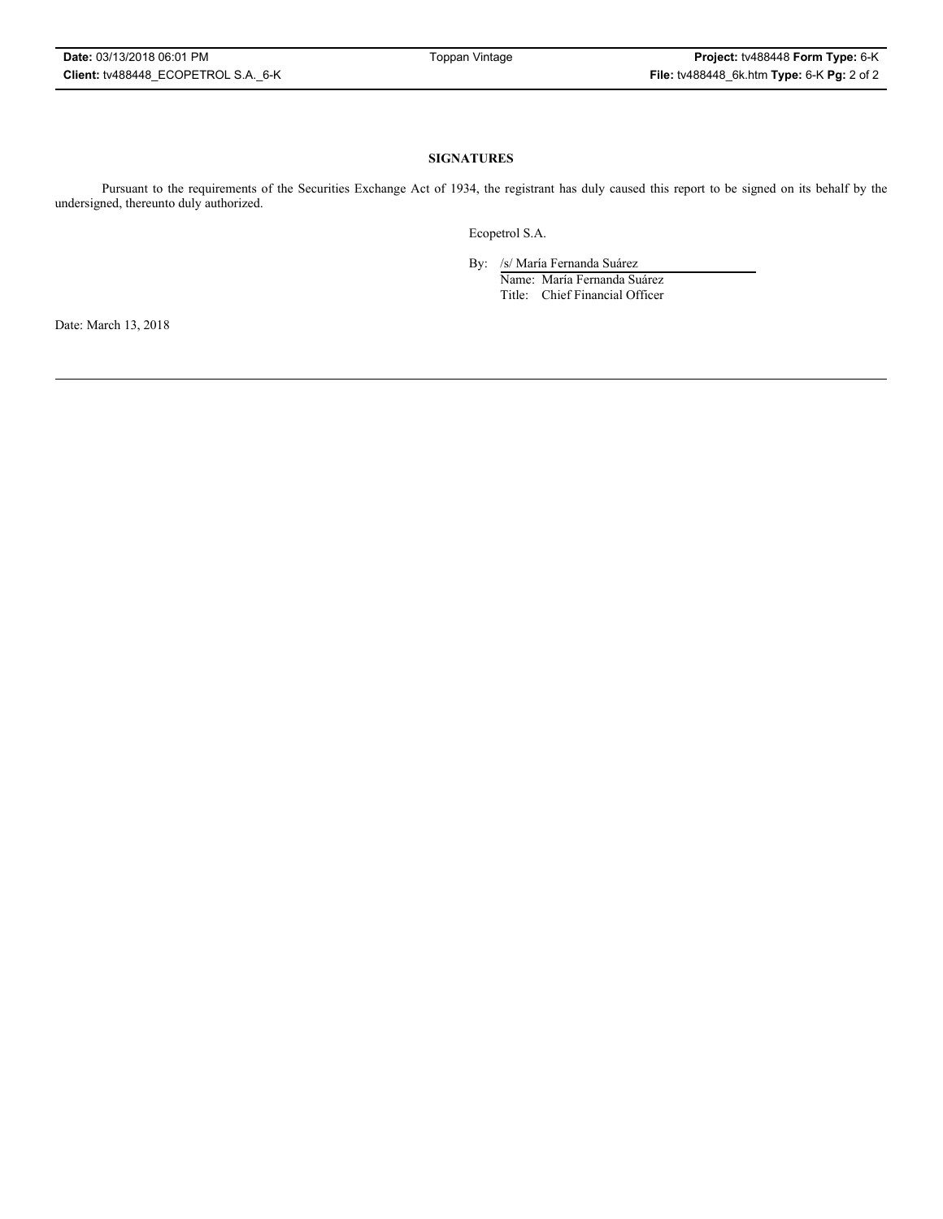**SIGNATURES**

Pursuant to the requirements of the Securities Exchange Act of 1934, the registrant has duly caused this report to be signed on its behalf by the undersigned, thereunto duly authorized.

Ecopetrol S.A.

By: /s/ María Fernanda Suárez
Name: María Fernanda Suárez
Title: Chief Financial Officer

Date: March 13, 2018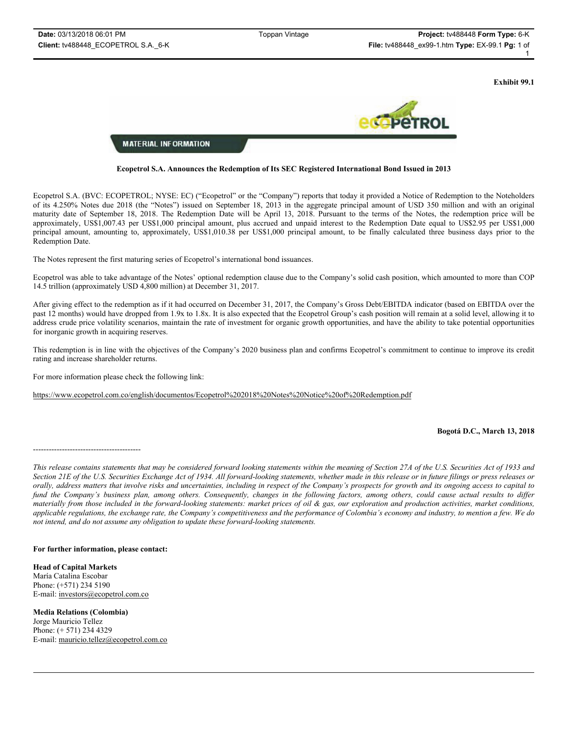**Exhibit 99.1**

MATERIAL INFORMATION

**Ecopetrol S.A. Announces the Redemption of Its SEC Registered International Bond Issued in 2013**

Ecopetrol S.A. (BVC: ECOPETROL; NYSE: EC) ("Ecopetrol" or the "Company") reports that today it provided a Notice of Redemption to the Noteholders of its 4.250% Notes due 2018 (the "Notes") issued on September 18, 2013 in the aggregate principal amount of USD 350 million and with an original maturity date of September 18, 2018. The Redemption Date will be April 13, 2018. Pursuant to the terms of the Notes, the redemption price will be approximately, US$1,007.43 per US$1,000 principal amount, plus accrued and unpaid interest to the Redemption Date equal to US$2.95 per US$1,000 principal amount, amounting to, approximately, US$1,010.38 per US$1,000 principal amount, to be finally calculated three business days prior to the Redemption Date.

The Notes represent the first maturing series of Ecopetrol's international bond issuances.

Ecopetrol was able to take advantage of the Notes' optional redemption clause due to the Company's solid cash position, which amounted to more than COP 14.5 trillion (approximately USD 4,800 million) at December 31, 2017.

After giving effect to the redemption as if it had occurred on December 31, 2017, the Company's Gross Debt/EBITDA indicator (based on EBITDA over the past 12 months) would have dropped from 1.9x to 1.8x. It is also expected that the Ecopetrol Group's cash position will remain at a solid level, allowing it to address crude price volatility scenarios, maintain the rate of investment for organic growth opportunities, and have the ability to take potential opportunities for inorganic growth in acquiring reserves.

This redemption is in line with the objectives of the Company's 2020 business plan and confirms Ecopetrol's commitment to continue to improve its credit rating and increase shareholder returns.

For more information please check the following link:

https://www.ecopetrol.com.co/english/documentos/Ecopetrol%202018%20Notes%20Notice%20of%20Redemption.pdf

**Bogotá D.C., March 13, 2018**

-----------------------------------------

*This release contains statements that may be considered forward looking statements within the meaning of Section 27A of the U.S. Securities Act of 1933 and Section 21E of the U.S. Securities Exchange Act of 1934. All forward-looking statements, whether made in this release or in future filings or press releases or orally, address matters that involve risks and uncertainties, including in respect of the Company's prospects for growth and its ongoing access to capital to fund the Company's business plan, among others. Consequently, changes in the following factors, among others, could cause actual results to differ materially from those included in the forward-looking statements: market prices of oil & gas, our exploration and production activities, market conditions, applicable regulations, the exchange rate, the Company's competitiveness and the performance of Colombia's economy and industry, to mention a few. We do not intend, and do not assume any obligation to update these forward-looking statements.*

**For further information, please contact:**

**Head of Capital Markets**
María Catalina Escobar
Phone: (+571) 234 5190
E-mail: investors@ecopetrol.com.co

**Media Relations (Colombia)**
Jorge Mauricio Tellez
Phone: (+ 571) 234 4329
E-mail: mauricio.tellez@ecopetrol.com.co